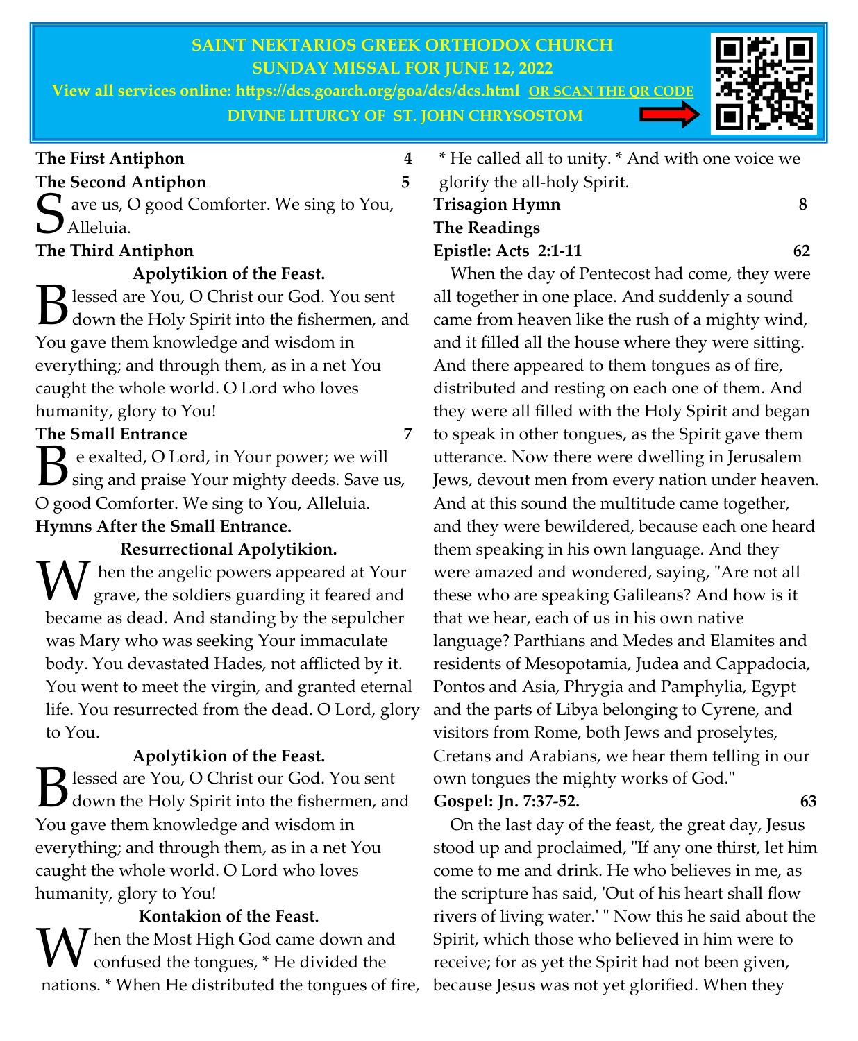**SAINT NEKTARIOS GREEK ORTHODOX CHURCH**
**SUNDAY MISSAL FOR JUNE 12, 2022**
**View all services online: https://dcs.goarch.org/goa/dcs/dcs.html OR SCAN THE QR CODE**
**DIVINE LITURGY OF ST. JOHN CHRYSOSTOM**

**The First Antiphon** 4

**The Second Antiphon** 5

Save us, O good Comforter. We sing to You, Alleluia.

**The Third Antiphon**

**Apolytikion of the Feast.**

Blessed are You, O Christ our God. You sent down the Holy Spirit into the fishermen, and You gave them knowledge and wisdom in everything; and through them, as in a net You caught the whole world. O Lord who loves humanity, glory to You!

**The Small Entrance** 7

Be exalted, O Lord, in Your power; we will sing and praise Your mighty deeds. Save us, O good Comforter. We sing to You, Alleluia.

**Hymns After the Small Entrance.**

**Resurrectional Apolytikion.**

When the angelic powers appeared at Your grave, the soldiers guarding it feared and became as dead. And standing by the sepulcher was Mary who was seeking Your immaculate body. You devastated Hades, not afflicted by it. You went to meet the virgin, and granted eternal life. You resurrected from the dead. O Lord, glory to You.

**Apolytikion of the Feast.**

Blessed are You, O Christ our God. You sent down the Holy Spirit into the fishermen, and You gave them knowledge and wisdom in everything; and through them, as in a net You caught the whole world. O Lord who loves humanity, glory to You!

**Kontakion of the Feast.**

When the Most High God came down and confused the tongues, * He divided the nations. * When He distributed the tongues of fire, * He called all to unity. * And with one voice we glorify the all-holy Spirit.

**Trisagion Hymn** 8

**The Readings**

**Epistle: Acts 2:1-11** 62

When the day of Pentecost had come, they were all together in one place. And suddenly a sound came from heaven like the rush of a mighty wind, and it filled all the house where they were sitting. And there appeared to them tongues as of fire, distributed and resting on each one of them. And they were all filled with the Holy Spirit and began to speak in other tongues, as the Spirit gave them utterance. Now there were dwelling in Jerusalem Jews, devout men from every nation under heaven. And at this sound the multitude came together, and they were bewildered, because each one heard them speaking in his own language. And they were amazed and wondered, saying, "Are not all these who are speaking Galileans? And how is it that we hear, each of us in his own native language? Parthians and Medes and Elamites and residents of Mesopotamia, Judea and Cappadocia, Pontos and Asia, Phrygia and Pamphylia, Egypt and the parts of Libya belonging to Cyrene, and visitors from Rome, both Jews and proselytes, Cretans and Arabians, we hear them telling in our own tongues the mighty works of God."

**Gospel: Jn. 7:37-52.** 63

On the last day of the feast, the great day, Jesus stood up and proclaimed, "If any one thirst, let him come to me and drink. He who believes in me, as the scripture has said, 'Out of his heart shall flow rivers of living water.' " Now this he said about the Spirit, which those who believed in him were to receive; for as yet the Spirit had not been given, because Jesus was not yet glorified. When they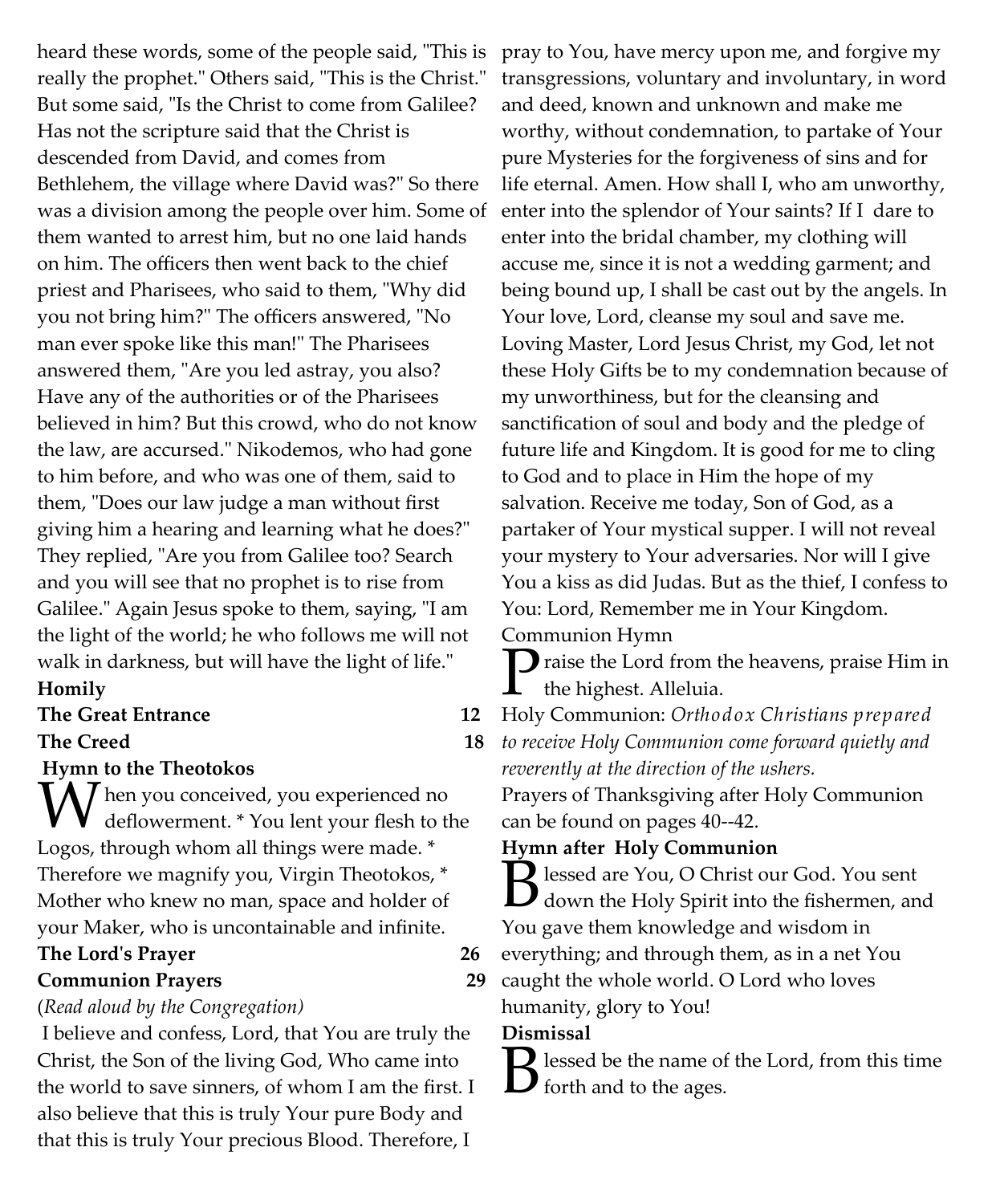heard these words, some of the people said, "This is really the prophet." Others said, "This is the Christ." But some said, "Is the Christ to come from Galilee? Has not the scripture said that the Christ is descended from David, and comes from Bethlehem, the village where David was?" So there was a division among the people over him. Some of them wanted to arrest him, but no one laid hands on him. The officers then went back to the chief priest and Pharisees, who said to them, "Why did you not bring him?" The officers answered, "No man ever spoke like this man!" The Pharisees answered them, "Are you led astray, you also? Have any of the authorities or of the Pharisees believed in him? But this crowd, who do not know the law, are accursed." Nikodemos, who had gone to him before, and who was one of them, said to them, "Does our law judge a man without first giving him a hearing and learning what he does?" They replied, "Are you from Galilee too? Search and you will see that no prophet is to rise from Galilee." Again Jesus spoke to them, saying, "I am the light of the world; he who follows me will not walk in darkness, but will have the light of life."

**Homily**

**The Great Entrance** **12**

**The Creed** **18**

**Hymn to the Theotokos**

When you conceived, you experienced no deflowerment. * You lent your flesh to the Logos, through whom all things were made. * Therefore we magnify you, Virgin Theotokos, * Mother who knew no man, space and holder of your Maker, who is uncontainable and infinite.

**The Lord's Prayer** **26**

**Communion Prayers** **29**

(*Read aloud by the Congregation)*

I believe and confess, Lord, that You are truly the Christ, the Son of the living God, Who came into the world to save sinners, of whom I am the first. I also believe that this is truly Your pure Body and that this is truly Your precious Blood. Therefore, I pray to You, have mercy upon me, and forgive my transgressions, voluntary and involuntary, in word and deed, known and unknown and make me worthy, without condemnation, to partake of Your pure Mysteries for the forgiveness of sins and for life eternal. Amen. How shall I, who am unworthy, enter into the splendor of Your saints? If I dare to enter into the bridal chamber, my clothing will accuse me, since it is not a wedding garment; and being bound up, I shall be cast out by the angels. In Your love, Lord, cleanse my soul and save me. Loving Master, Lord Jesus Christ, my God, let not these Holy Gifts be to my condemnation because of my unworthiness, but for the cleansing and sanctification of soul and body and the pledge of future life and Kingdom. It is good for me to cling to God and to place in Him the hope of my salvation. Receive me today, Son of God, as a partaker of Your mystical supper. I will not reveal your mystery to Your adversaries. Nor will I give You a kiss as did Judas. But as the thief, I confess to You: Lord, Remember me in Your Kingdom.

Communion Hymn

Praise the Lord from the heavens, praise Him in the highest. Alleluia.

Holy Communion: *Orthodox Christians prepared to receive Holy Communion come forward quietly and reverently at the direction of the ushers.*

Prayers of Thanksgiving after Holy Communion can be found on pages 40--42.

**Hymn after Holy Communion**

Blessed are You, O Christ our God. You sent down the Holy Spirit into the fishermen, and You gave them knowledge and wisdom in everything; and through them, as in a net You caught the whole world. O Lord who loves humanity, glory to You!

**Dismissal**

Blessed be the name of the Lord, from this time forth and to the ages.